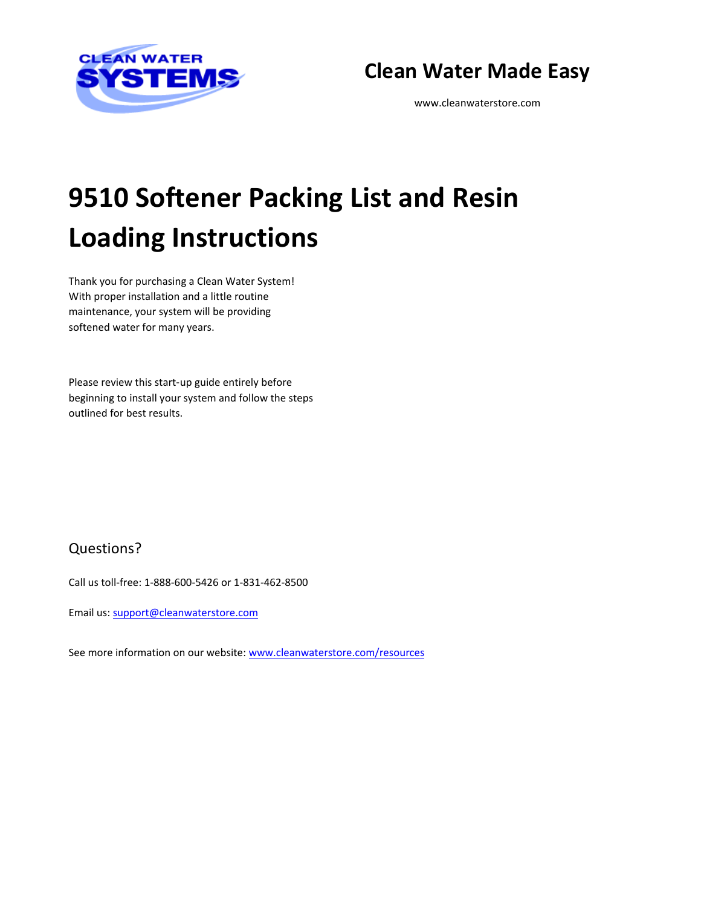CLEAN WATER SYSTEMS

**Clean Water Made Easy**

www.cleanwaterstore.com

# 9510 Softener Packing List and Resin Loading Instructions

Thank you for purchasing a Clean Water System! With proper installation and a little routine maintenance, your system will be providing softened water for many years.

Please review this start-up guide entirely before beginning to install your system and follow the steps outlined for best results.

## Questions?

Call us toll-free: 1-888-600-5426 or 1-831-462-8500

Email us: [support@cleanwaterstore.com](mailto:support@cleanwaterstore.com)

See more information on our website: [www.cleanwaterstore.com/resources](http://www.cleanwaterstore.com/resources)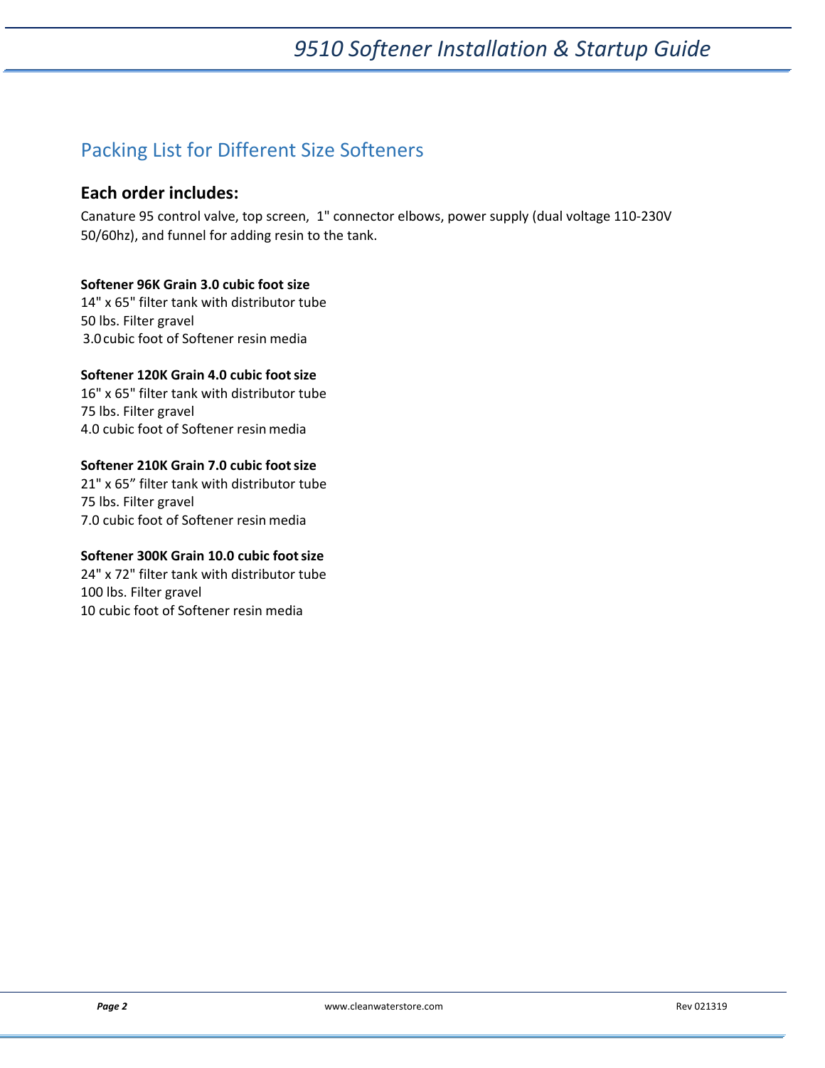## Packing List for Different Size Softeners

### Each order includes:

Canature 95 control valve, top screen, 1" connector elbows, power supply (dual voltage 110-230V 50/60hz), and funnel for adding resin to the tank.

**Softener 96K Grain 3.0 cubic foot size**
14" x 65" filter tank with distributor tube
50 lbs. Filter gravel
3.0 cubic foot of Softener resin media

**Softener 120K Grain 4.0 cubic foot size**
16" x 65" filter tank with distributor tube
75 lbs. Filter gravel
4.0 cubic foot of Softener resin media

**Softener 210K Grain 7.0 cubic foot size**
21" x 65" filter tank with distributor tube
75 lbs. Filter gravel
7.0 cubic foot of Softener resin media

**Softener 300K Grain 10.0 cubic foot size**
24" x 72" filter tank with distributor tube
100 lbs. Filter gravel
10 cubic foot of Softener resin media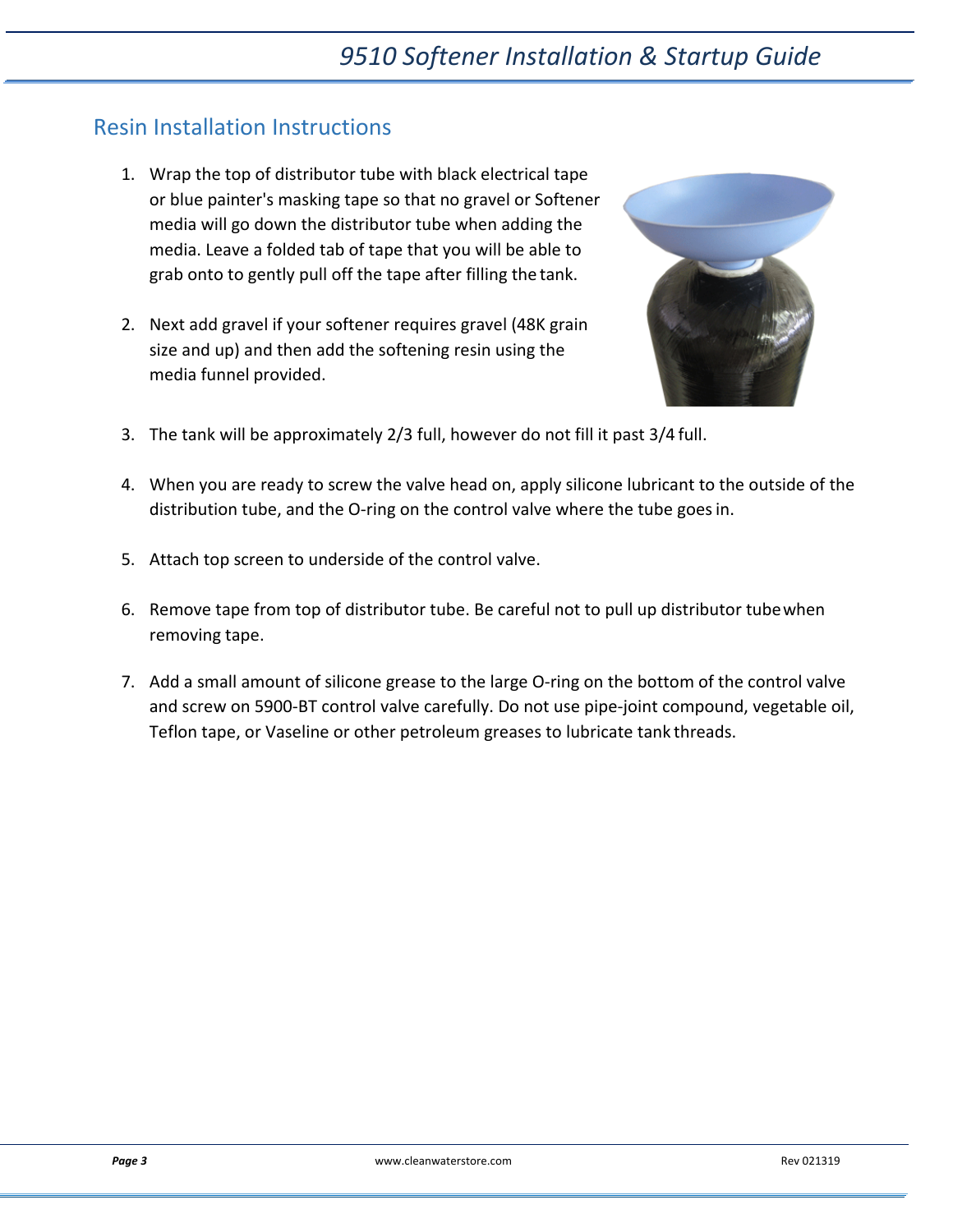## Resin Installation Instructions

1. Wrap the top of distributor tube with black electrical tape or blue painter's masking tape so that no gravel or Softener media will go down the distributor tube when adding the media. Leave a folded tab of tape that you will be able to grab onto to gently pull off the tape after filling the tank.

2. Next add gravel if your softener requires gravel (48K grain size and up) and then add the softening resin using the media funnel provided.

3. The tank will be approximately 2/3 full, however do not fill it past 3/4 full.

4. When you are ready to screw the valve head on, apply silicone lubricant to the outside of the distribution tube, and the O-ring on the control valve where the tube goes in.

5. Attach top screen to underside of the control valve.

6. Remove tape from top of distributor tube. Be careful not to pull up distributor tube when removing tape.

7. Add a small amount of silicone grease to the large O-ring on the bottom of the control valve and screw on 5900-BT control valve carefully. Do not use pipe-joint compound, vegetable oil, Teflon tape, or Vaseline or other petroleum greases to lubricate tank threads.